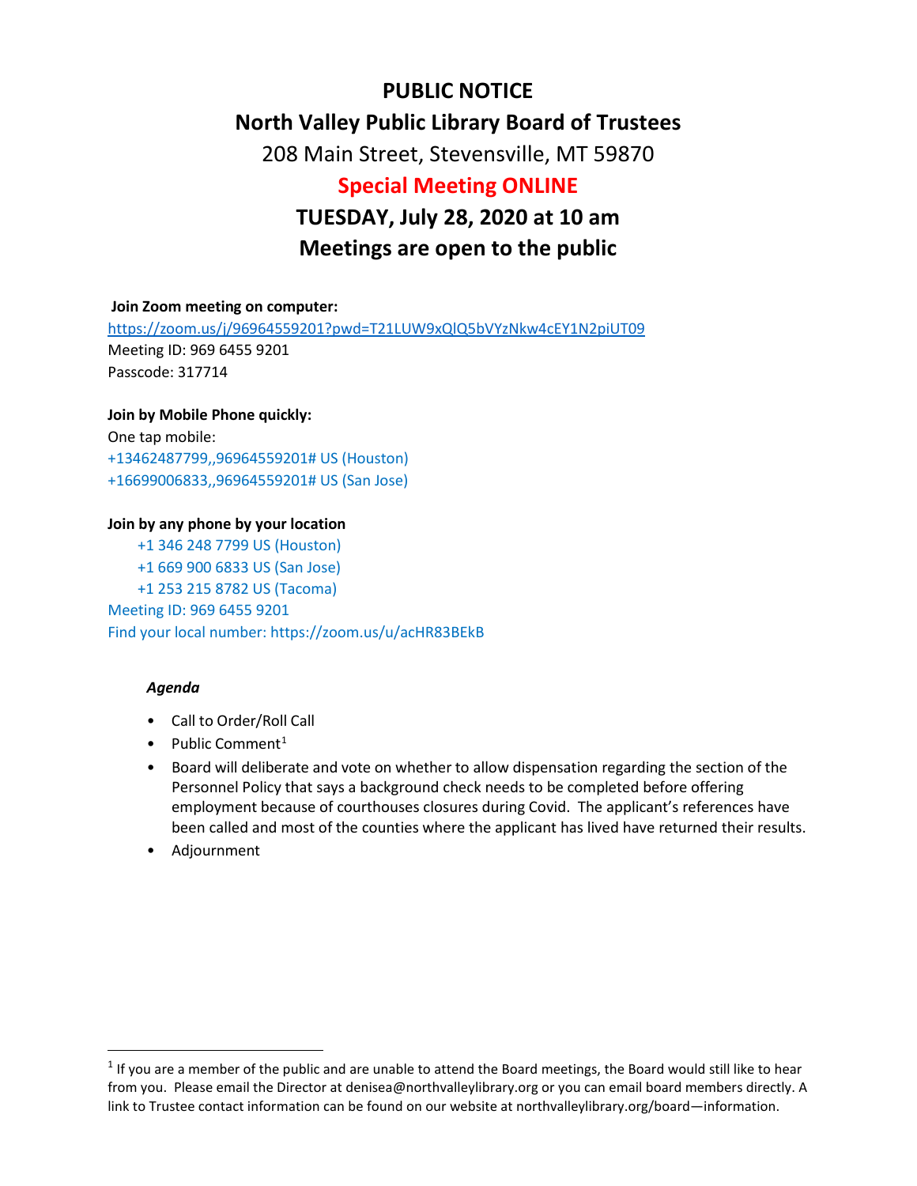# PUBLIC NOTICE

## North Valley Public Library Board of Trustees

208 Main Street, Stevensville, MT 59870

## Special Meeting ONLINE

## TUESDAY, July 28, 2020 at 10 am

## Meetings are open to the public

**Join Zoom meeting on computer:**

https://zoom.us/j/96964559201?pwd=T21LUW9xQlQ5bVYzNkw4cEY1N2piUT09
Meeting ID: 969 6455 9201
Passcode: 317714

**Join by Mobile Phone quickly:**

One tap mobile:
+13462487799,,96964559201# US (Houston)
+16699006833,,96964559201# US (San Jose)

**Join by any phone by your location**

+1 346 248 7799 US (Houston)
+1 669 900 6833 US (San Jose)
+1 253 215 8782 US (Tacoma)

Meeting ID: 969 6455 9201
Find your local number: https://zoom.us/u/acHR83BEkB

***Agenda***

- Call to Order/Roll Call
- Public Comment[1]
- Board will deliberate and vote on whether to allow dispensation regarding the section of the Personnel Policy that says a background check needs to be completed before offering employment because of courthouses closures during Covid. The applicant's references have been called and most of the counties where the applicant has lived have returned their results.
- Adjournment

[1] If you are a member of the public and are unable to attend the Board meetings, the Board would still like to hear from you. Please email the Director at denisea@northvalleylibrary.org or you can email board members directly. A link to Trustee contact information can be found on our website at northvalleylibrary.org/board—information.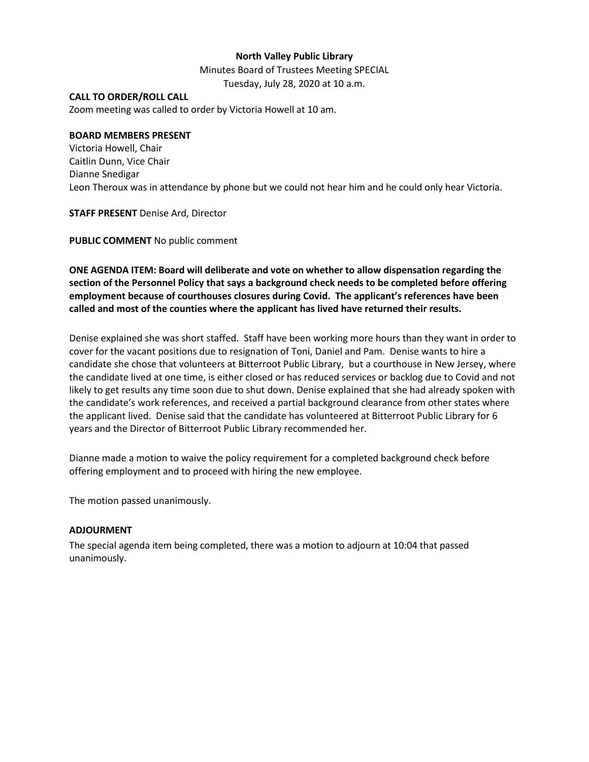**North Valley Public Library**

Minutes Board of Trustees Meeting SPECIAL

Tuesday, July 28, 2020 at 10 a.m.

**CALL TO ORDER/ROLL CALL**

Zoom meeting was called to order by Victoria Howell at 10 am.

**BOARD MEMBERS PRESENT**

Victoria Howell, Chair
Caitlin Dunn, Vice Chair
Dianne Snedigar
Leon Theroux was in attendance by phone but we could not hear him and he could only hear Victoria.

**STAFF PRESENT** Denise Ard, Director

**PUBLIC COMMENT** No public comment

**ONE AGENDA ITEM: Board will deliberate and vote on whether to allow dispensation regarding the section of the Personnel Policy that says a background check needs to be completed before offering employment because of courthouses closures during Covid. The applicant's references have been called and most of the counties where the applicant has lived have returned their results.**

Denise explained she was short staffed. Staff have been working more hours than they want in order to cover for the vacant positions due to resignation of Toni, Daniel and Pam. Denise wants to hire a candidate she chose that volunteers at Bitterroot Public Library, but a courthouse in New Jersey, where the candidate lived at one time, is either closed or has reduced services or backlog due to Covid and not likely to get results any time soon due to shut down. Denise explained that she had already spoken with the candidate's work references, and received a partial background clearance from other states where the applicant lived. Denise said that the candidate has volunteered at Bitterroot Public Library for 6 years and the Director of Bitterroot Public Library recommended her.

Dianne made a motion to waive the policy requirement for a completed background check before offering employment and to proceed with hiring the new employee.

The motion passed unanimously.

**ADJOURMENT**

The special agenda item being completed, there was a motion to adjourn at 10:04 that passed unanimously.